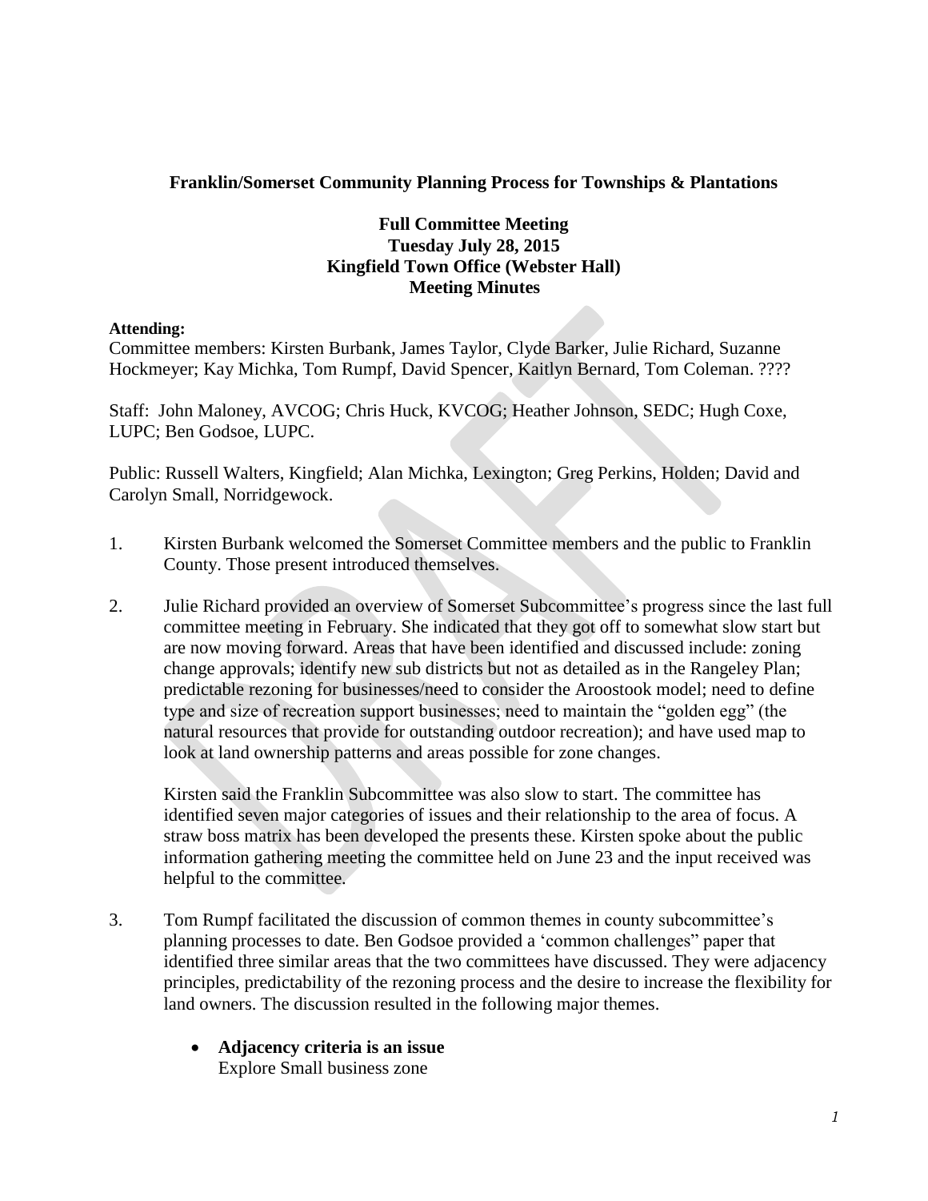**Franklin/Somerset Community Planning Process for Townships & Plantations**

**Full Committee Meeting**
**Tuesday July 28, 2015**
**Kingfield Town Office (Webster Hall)**
**Meeting Minutes**

**Attending:**
Committee members: Kirsten Burbank, James Taylor, Clyde Barker, Julie Richard, Suzanne Hockmeyer; Kay Michka, Tom Rumpf, David Spencer, Kaitlyn Bernard, Tom Coleman. ????

Staff: John Maloney, AVCOG; Chris Huck, KVCOG; Heather Johnson, SEDC; Hugh Coxe, LUPC; Ben Godsoe, LUPC.

Public: Russell Walters, Kingfield; Alan Michka, Lexington; Greg Perkins, Holden; David and Carolyn Small, Norridgewock.

1. Kirsten Burbank welcomed the Somerset Committee members and the public to Franklin County. Those present introduced themselves.

2. Julie Richard provided an overview of Somerset Subcommittee's progress since the last full committee meeting in February. She indicated that they got off to somewhat slow start but are now moving forward. Areas that have been identified and discussed include: zoning change approvals; identify new sub districts but not as detailed as in the Rangeley Plan; predictable rezoning for businesses/need to consider the Aroostook model; need to define type and size of recreation support businesses; need to maintain the "golden egg" (the natural resources that provide for outstanding outdoor recreation); and have used map to look at land ownership patterns and areas possible for zone changes.

   Kirsten said the Franklin Subcommittee was also slow to start. The committee has identified seven major categories of issues and their relationship to the area of focus. A straw boss matrix has been developed the presents these. Kirsten spoke about the public information gathering meeting the committee held on June 23 and the input received was helpful to the committee.

3. Tom Rumpf facilitated the discussion of common themes in county subcommittee's planning processes to date. Ben Godsoe provided a 'common challenges" paper that identified three similar areas that the two committees have discussed. They were adjacency principles, predictability of the rezoning process and the desire to increase the flexibility for land owners. The discussion resulted in the following major themes.

   - **Adjacency criteria is an issue**
     Explore Small business zone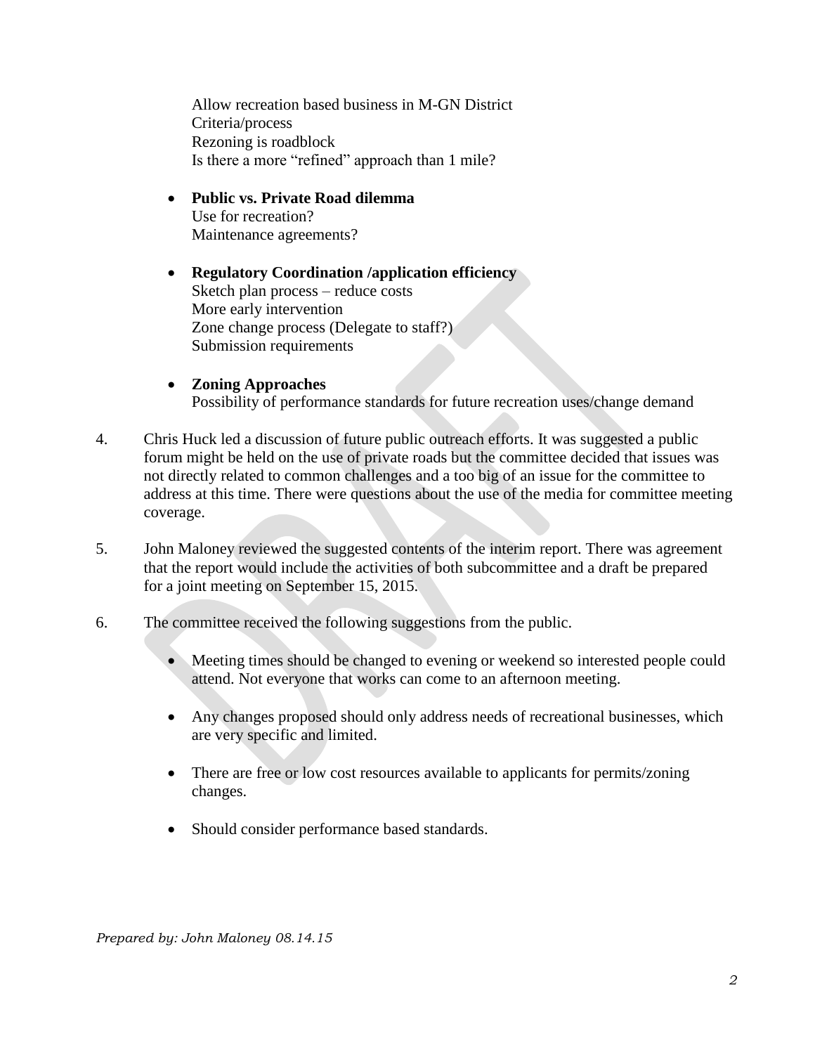Allow recreation based business in M-GN District
Criteria/process
Rezoning is roadblock
Is there a more "refined" approach than 1 mile?

- **Public vs. Private Road dilemma**
  Use for recreation?
  Maintenance agreements?

- **Regulatory Coordination /application efficiency**
  Sketch plan process – reduce costs
  More early intervention
  Zone change process (Delegate to staff?)
  Submission requirements

- **Zoning Approaches**
  Possibility of performance standards for future recreation uses/change demand

4. Chris Huck led a discussion of future public outreach efforts. It was suggested a public forum might be held on the use of private roads but the committee decided that issues was not directly related to common challenges and a too big of an issue for the committee to address at this time. There were questions about the use of the media for committee meeting coverage.

5. John Maloney reviewed the suggested contents of the interim report. There was agreement that the report would include the activities of both subcommittee and a draft be prepared for a joint meeting on September 15, 2015.

6. The committee received the following suggestions from the public.

   - Meeting times should be changed to evening or weekend so interested people could attend. Not everyone that works can come to an afternoon meeting.

   - Any changes proposed should only address needs of recreational businesses, which are very specific and limited.

   - There are free or low cost resources available to applicants for permits/zoning changes.

   - Should consider performance based standards.

*Prepared by: John Maloney 08.14.15*